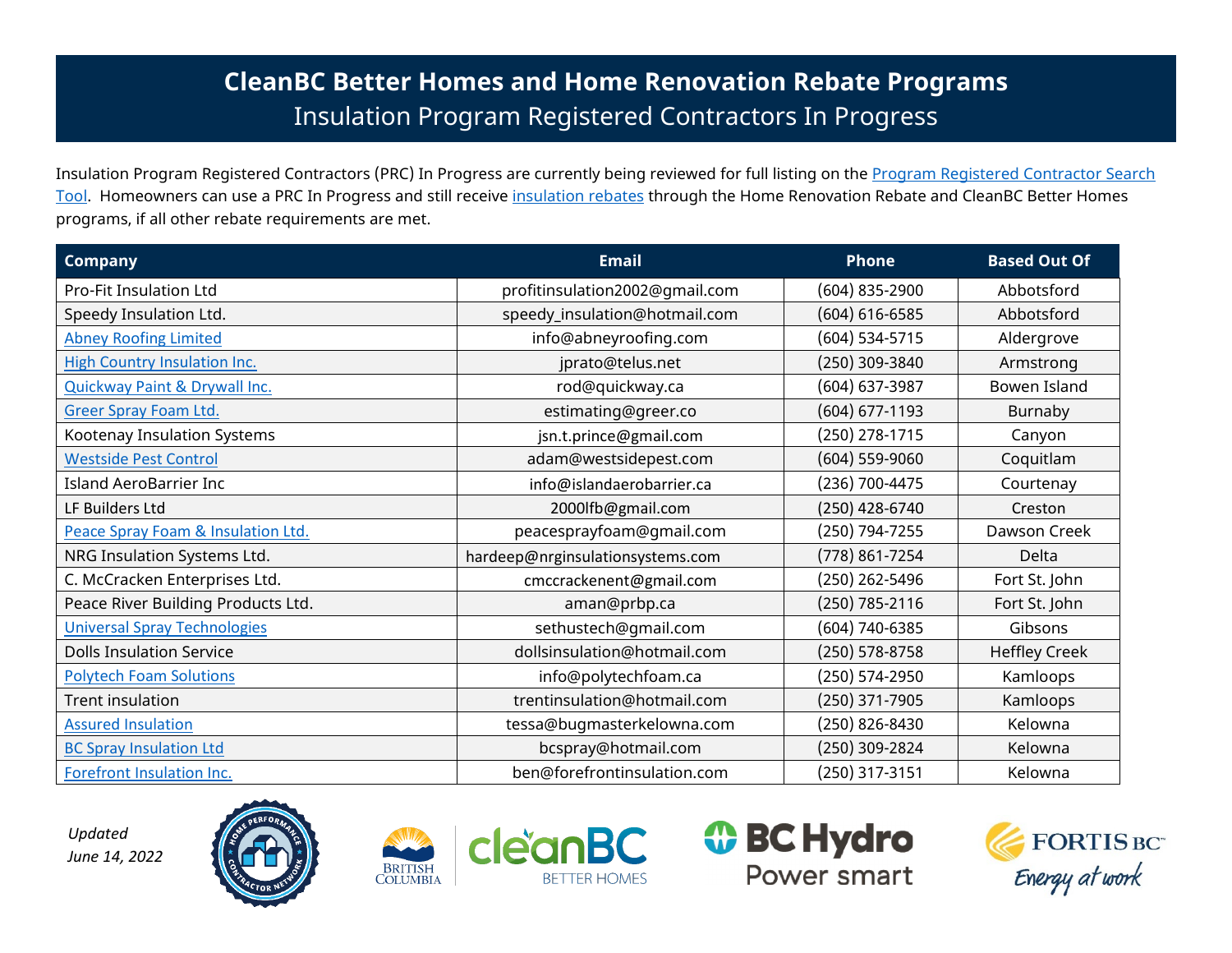# CleanBC Better Homes and Home Renovation Rebate Programs

## Insulation Program Registered Contractors In Progress

Insulation Program Registered Contractors (PRC) In Progress are currently being reviewed for full listing on the Program Registered Contractor Search Tool. Homeowners can use a PRC In Progress and still receive insulation rebates through the Home Renovation Rebate and CleanBC Better Homes programs, if all other rebate requirements are met.

| Company | Email | Phone | Based Out Of |
|---|---|---|---|
| Pro-Fit Insulation Ltd | profitinsulation2002@gmail.com | (604) 835-2900 | Abbotsford |
| Speedy Insulation Ltd. | speedy_insulation@hotmail.com | (604) 616-6585 | Abbotsford |
| Abney Roofing Limited | info@abneyroofing.com | (604) 534-5715 | Aldergrove |
| High Country Insulation Inc. | jprato@telus.net | (250) 309-3840 | Armstrong |
| Quickway Paint & Drywall Inc. | rod@quickway.ca | (604) 637-3987 | Bowen Island |
| Greer Spray Foam Ltd. | estimating@greer.co | (604) 677-1193 | Burnaby |
| Kootenay Insulation Systems | jsn.t.prince@gmail.com | (250) 278-1715 | Canyon |
| Westside Pest Control | adam@westsidepest.com | (604) 559-9060 | Coquitlam |
| Island AeroBarrier Inc | info@islandaerobarrier.ca | (236) 700-4475 | Courtenay |
| LF Builders Ltd | 2000lfb@gmail.com | (250) 428-6740 | Creston |
| Peace Spray Foam & Insulation Ltd. | peacesprayfoam@gmail.com | (250) 794-7255 | Dawson Creek |
| NRG Insulation Systems Ltd. | hardeep@nrginsulationsystems.com | (778) 861-7254 | Delta |
| C. McCracken Enterprises Ltd. | cmccrackenent@gmail.com | (250) 262-5496 | Fort St. John |
| Peace River Building Products Ltd. | aman@prbp.ca | (250) 785-2116 | Fort St. John |
| Universal Spray Technologies | sethustech@gmail.com | (604) 740-6385 | Gibsons |
| Dolls Insulation Service | dollsinsulation@hotmail.com | (250) 578-8758 | Heffley Creek |
| Polytech Foam Solutions | info@polytechfoam.ca | (250) 574-2950 | Kamloops |
| Trent insulation | trentinsulation@hotmail.com | (250) 371-7905 | Kamloops |
| Assured Insulation | tessa@bugmasterkelowna.com | (250) 826-8430 | Kelowna |
| BC Spray Insulation Ltd | bcspray@hotmail.com | (250) 309-2824 | Kelowna |
| Forefront Insulation Inc. | ben@forefrontinsulation.com | (250) 317-3151 | Kelowna |

*Updated June 14, 2022*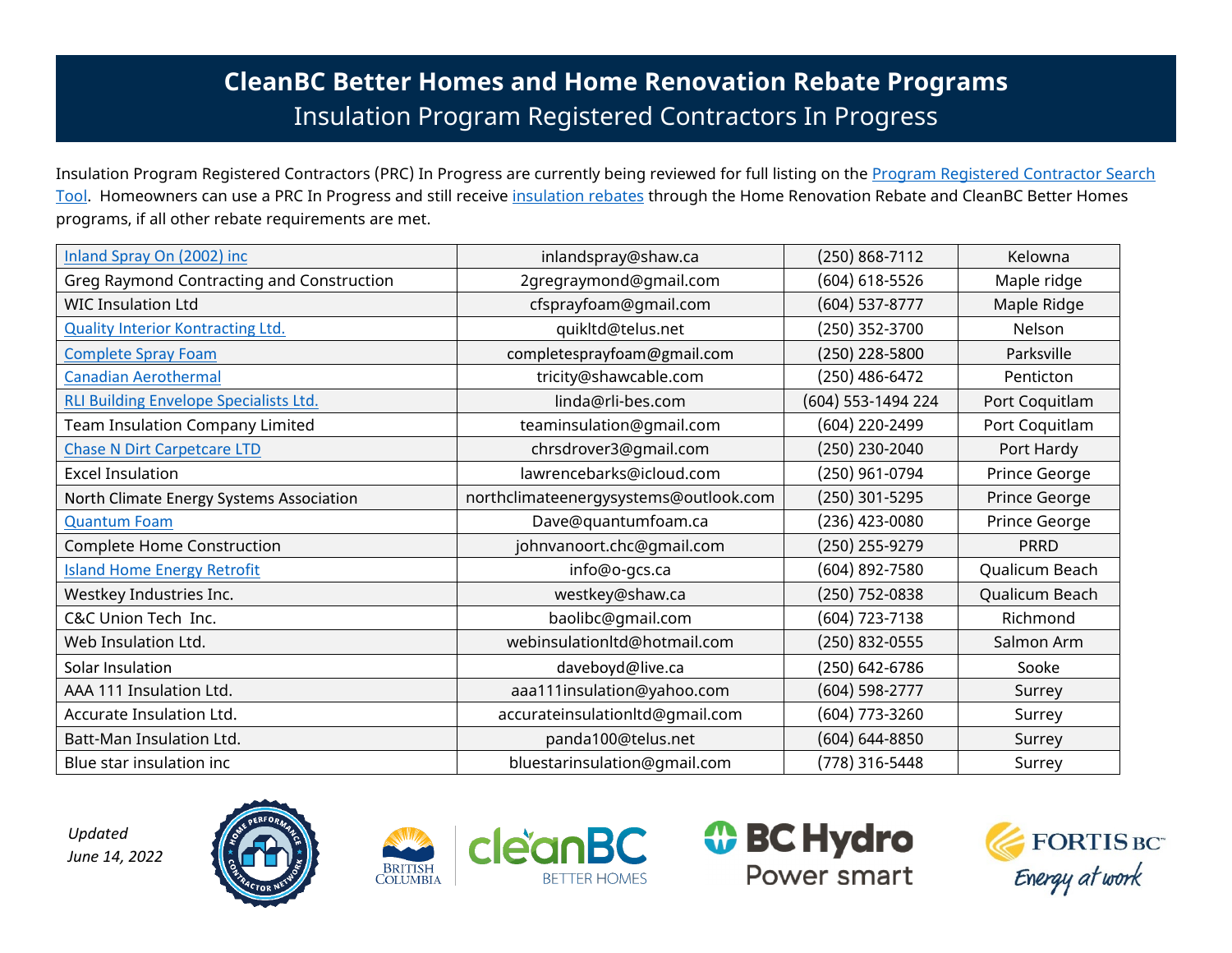# CleanBC Better Homes and Home Renovation Rebate Programs

## Insulation Program Registered Contractors In Progress

Insulation Program Registered Contractors (PRC) In Progress are currently being reviewed for full listing on the Program Registered Contractor Search Tool. Homeowners can use a PRC In Progress and still receive insulation rebates through the Home Renovation Rebate and CleanBC Better Homes programs, if all other rebate requirements are met.

| | | | |
|---|---|---|---|
| Inland Spray On (2002) inc | inlandspray@shaw.ca | (250) 868-7112 | Kelowna |
| Greg Raymond Contracting and Construction | 2gregraymond@gmail.com | (604) 618-5526 | Maple ridge |
| WIC Insulation Ltd | cfsprayfoam@gmail.com | (604) 537-8777 | Maple Ridge |
| Quality Interior Kontracting Ltd. | quikltd@telus.net | (250) 352-3700 | Nelson |
| Complete Spray Foam | completesprayfoam@gmail.com | (250) 228-5800 | Parksville |
| Canadian Aerothermal | tricity@shawcable.com | (250) 486-6472 | Penticton |
| RLI Building Envelope Specialists Ltd. | linda@rli-bes.com | (604) 553-1494 224 | Port Coquitlam |
| Team Insulation Company Limited | teaminsulation@gmail.com | (604) 220-2499 | Port Coquitlam |
| Chase N Dirt Carpetcare LTD | chrsdrover3@gmail.com | (250) 230-2040 | Port Hardy |
| Excel Insulation | lawrencebarks@icloud.com | (250) 961-0794 | Prince George |
| North Climate Energy Systems Association | northclimateenergysystems@outlook.com | (250) 301-5295 | Prince George |
| Quantum Foam | Dave@quantumfoam.ca | (236) 423-0080 | Prince George |
| Complete Home Construction | johnvanoort.chc@gmail.com | (250) 255-9279 | PRRD |
| Island Home Energy Retrofit | info@o-gcs.ca | (604) 892-7580 | Qualicum Beach |
| Westkey Industries Inc. | westkey@shaw.ca | (250) 752-0838 | Qualicum Beach |
| C&C Union Tech Inc. | baolibc@gmail.com | (604) 723-7138 | Richmond |
| Web Insulation Ltd. | webinsulationltd@hotmail.com | (250) 832-0555 | Salmon Arm |
| Solar Insulation | daveboyd@live.ca | (250) 642-6786 | Sooke |
| AAA 111 Insulation Ltd. | aaa111insulation@yahoo.com | (604) 598-2777 | Surrey |
| Accurate Insulation Ltd. | accurateinsulationltd@gmail.com | (604) 773-3260 | Surrey |
| Batt-Man Insulation Ltd. | panda100@telus.net | (604) 644-8850 | Surrey |
| Blue star insulation inc | bluestarinsulation@gmail.com | (778) 316-5448 | Surrey |

*Updated June 14, 2022*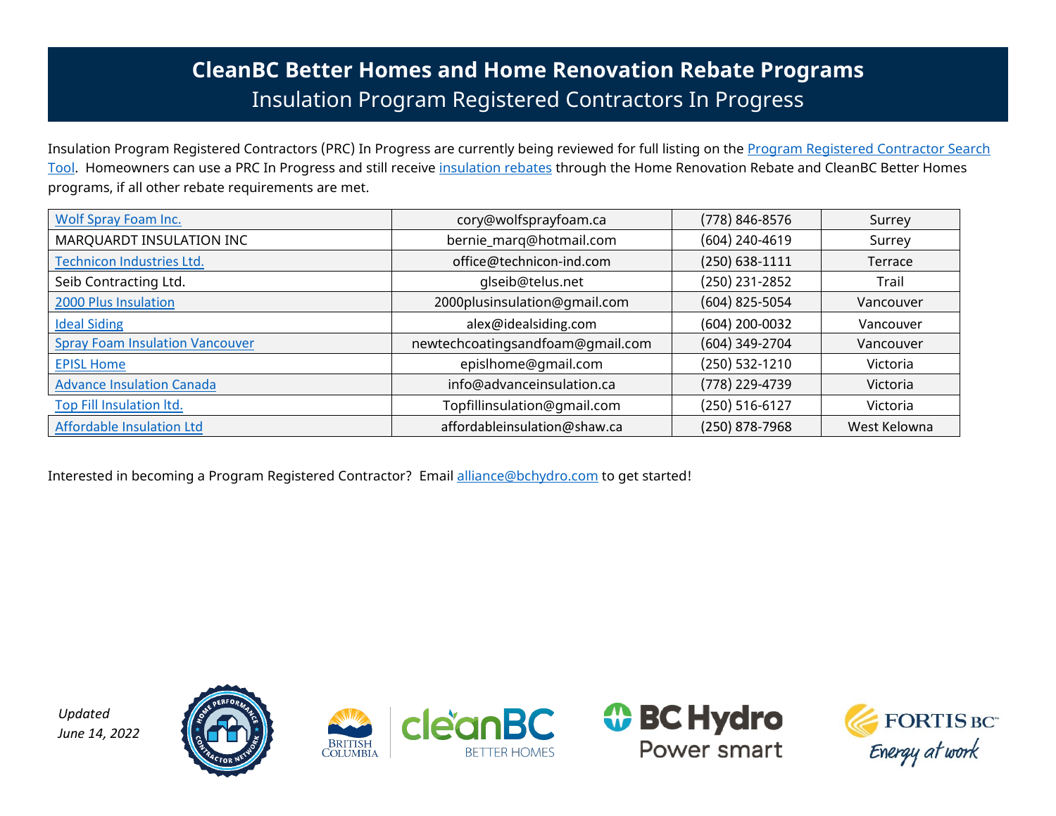# CleanBC Better Homes and Home Renovation Rebate Programs

## Insulation Program Registered Contractors In Progress

Insulation Program Registered Contractors (PRC) In Progress are currently being reviewed for full listing on the Program Registered Contractor Search Tool. Homeowners can use a PRC In Progress and still receive insulation rebates through the Home Renovation Rebate and CleanBC Better Homes programs, if all other rebate requirements are met.

| | | | |
|---|---|---|---|
| Wolf Spray Foam Inc. | cory@wolfsprayfoam.ca | (778) 846-8576 | Surrey |
| MARQUARDT INSULATION INC | bernie_marq@hotmail.com | (604) 240-4619 | Surrey |
| Technicon Industries Ltd. | office@technicon-ind.com | (250) 638-1111 | Terrace |
| Seib Contracting Ltd. | glseib@telus.net | (250) 231-2852 | Trail |
| 2000 Plus Insulation | 2000plusinsulation@gmail.com | (604) 825-5054 | Vancouver |
| Ideal Siding | alex@idealsiding.com | (604) 200-0032 | Vancouver |
| Spray Foam Insulation Vancouver | newtechcoatingsandfoam@gmail.com | (604) 349-2704 | Vancouver |
| EPISL Home | epislhome@gmail.com | (250) 532-1210 | Victoria |
| Advance Insulation Canada | info@advanceinsulation.ca | (778) 229-4739 | Victoria |
| Top Fill Insulation ltd. | Topfillinsulation@gmail.com | (250) 516-6127 | Victoria |
| Affordable Insulation Ltd | affordableinsulation@shaw.ca | (250) 878-7968 | West Kelowna |

Interested in becoming a Program Registered Contractor? Email alliance@bchydro.com to get started!

*Updated June 14, 2022*